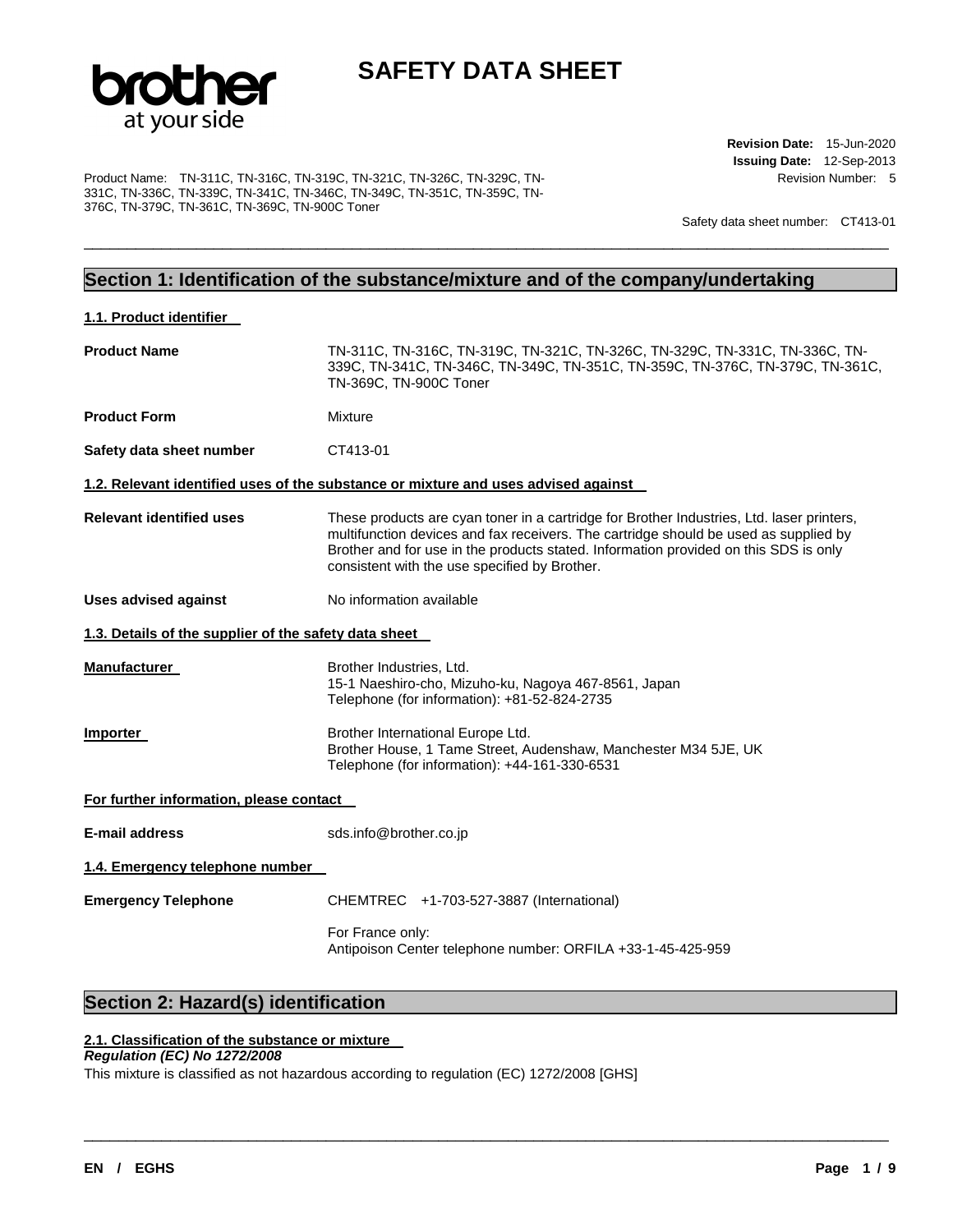# SAFETY DATA SHEET

**Revision Date:** 15-Jun-2020
**Issuing Date:** 12-Sep-2013
Revision Number: 5

Product Name: TN-311C, TN-316C, TN-319C, TN-321C, TN-326C, TN-329C, TN-331C, TN-336C, TN-339C, TN-341C, TN-346C, TN-349C, TN-351C, TN-359C, TN-376C, TN-379C, TN-361C, TN-369C, TN-900C Toner

Safety data sheet number: CT413-01

## Section 1: Identification of the substance/mixture and of the company/undertaking

### 1.1. Product identifier

| | |
|---|---|
| **Product Name** | TN-311C, TN-316C, TN-319C, TN-321C, TN-326C, TN-329C, TN-331C, TN-336C, TN-339C, TN-341C, TN-346C, TN-349C, TN-351C, TN-359C, TN-376C, TN-379C, TN-361C, TN-369C, TN-900C Toner |
| **Product Form** | Mixture |
| **Safety data sheet number** | CT413-01 |

### 1.2. Relevant identified uses of the substance or mixture and uses advised against

| | |
|---|---|
| **Relevant identified uses** | These products are cyan toner in a cartridge for Brother Industries, Ltd. laser printers, multifunction devices and fax receivers. The cartridge should be used as supplied by Brother and for use in the products stated. Information provided on this SDS is only consistent with the use specified by Brother. |
| **Uses advised against** | No information available |

### 1.3. Details of the supplier of the safety data sheet

| | |
|---|---|
| **Manufacturer** | Brother Industries, Ltd.<br>15-1 Naeshiro-cho, Mizuho-ku, Nagoya 467-8561, Japan<br>Telephone (for information): +81-52-824-2735 |
| **Importer** | Brother International Europe Ltd.<br>Brother House, 1 Tame Street, Audenshaw, Manchester M34 5JE, UK<br>Telephone (for information): +44-161-330-6531 |

**For further information, please contact**

| | |
|---|---|
| **E-mail address** | sds.info@brother.co.jp |

### 1.4. Emergency telephone number

| | |
|---|---|
| **Emergency Telephone** | CHEMTREC +1-703-527-3887 (International)<br><br>For France only:<br>Antipoison Center telephone number: ORFILA +33-1-45-425-959 |

## Section 2: Hazard(s) identification

### 2.1. Classification of the substance or mixture

***Regulation (EC) No 1272/2008***

This mixture is classified as not hazardous according to regulation (EC) 1272/2008 [GHS]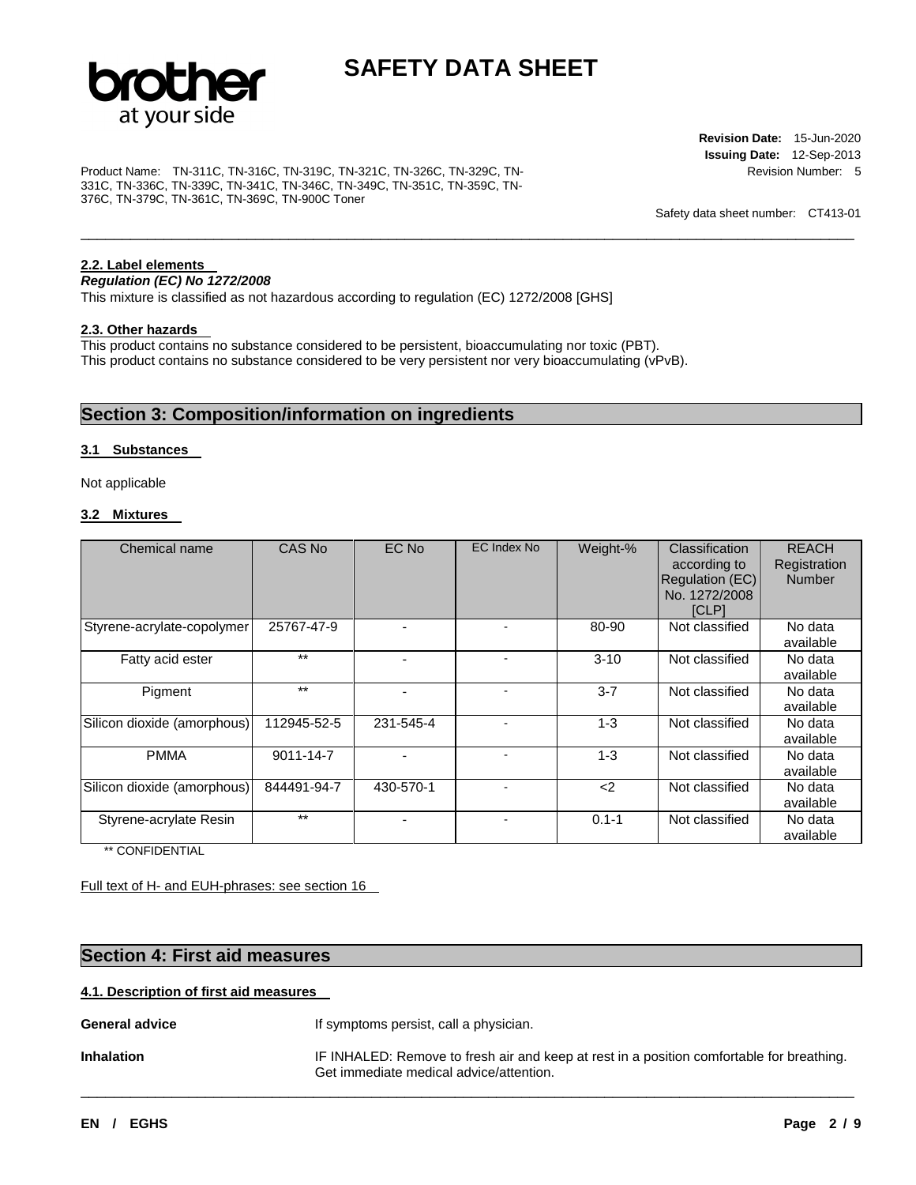## 2.2. Label elements

***Regulation (EC) No 1272/2008***

This mixture is classified as not hazardous according to regulation (EC) 1272/2008 [GHS]

## 2.3. Other hazards

This product contains no substance considered to be persistent, bioaccumulating nor toxic (PBT).
This product contains no substance considered to be very persistent nor very bioaccumulating (vPvB).

# Section 3: Composition/information on ingredients

## 3.1 Substances

Not applicable

## 3.2 Mixtures

| Chemical name | CAS No | EC No | EC Index No | Weight-% | Classification according to Regulation (EC) No. 1272/2008 [CLP] | REACH Registration Number |
|---|---|---|---|---|---|---|
| Styrene-acrylate-copolymer | 25767-47-9 | - | - | 80-90 | Not classified | No data available |
| Fatty acid ester | ** | - | - | 3-10 | Not classified | No data available |
| Pigment | ** | - | - | 3-7 | Not classified | No data available |
| Silicon dioxide (amorphous) | 112945-52-5 | 231-545-4 | - | 1-3 | Not classified | No data available |
| PMMA | 9011-14-7 | - | - | 1-3 | Not classified | No data available |
| Silicon dioxide (amorphous) | 844491-94-7 | 430-570-1 | - | <2 | Not classified | No data available |
| Styrene-acrylate Resin | ** | - | - | 0.1-1 | Not classified | No data available |

** CONFIDENTIAL

Full text of H- and EUH-phrases: see section 16

# Section 4: First aid measures

## 4.1. Description of first aid measures

**General advice** If symptoms persist, call a physician.

**Inhalation** IF INHALED: Remove to fresh air and keep at rest in a position comfortable for breathing. Get immediate medical advice/attention.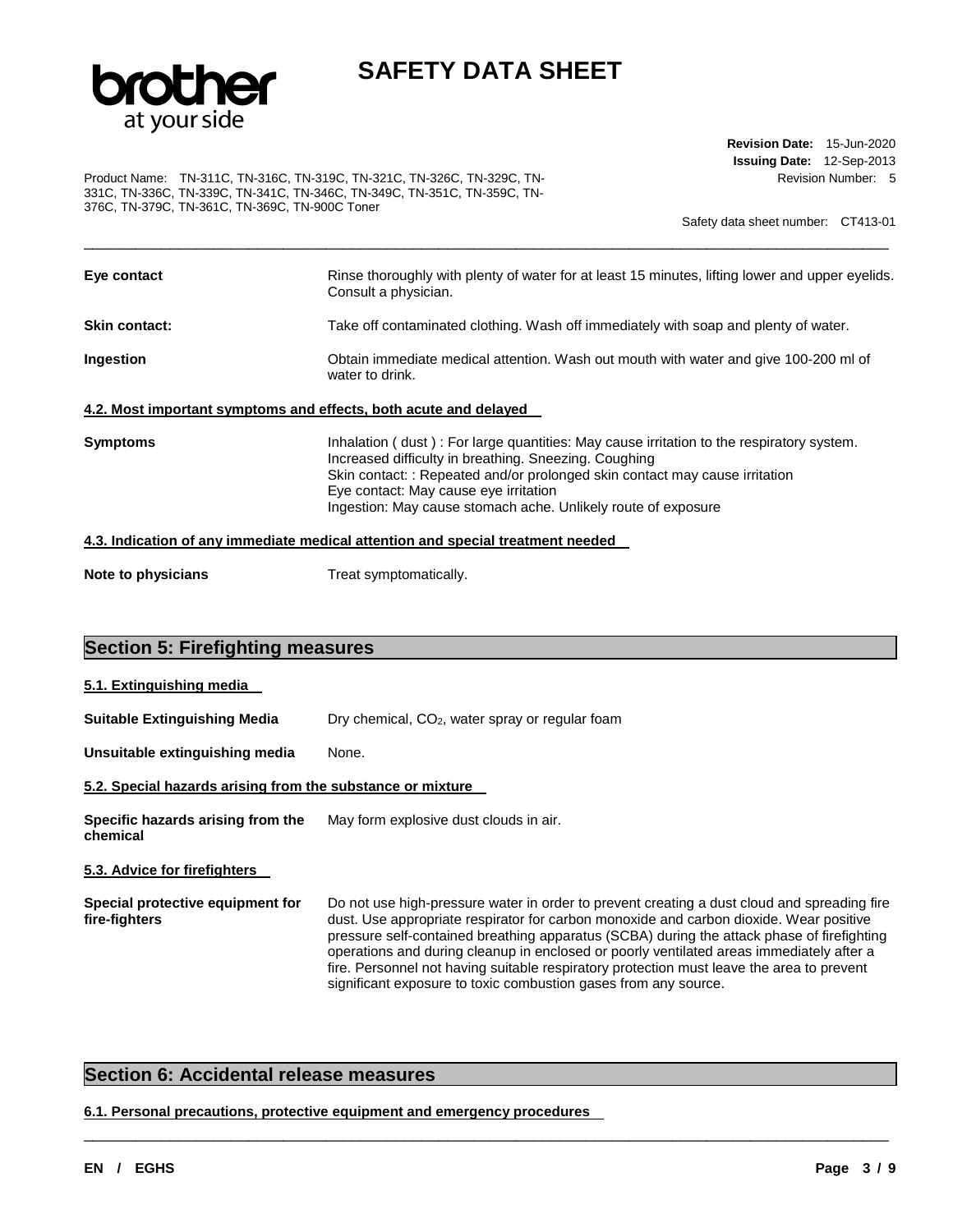**Eye contact** Rinse thoroughly with plenty of water for at least 15 minutes, lifting lower and upper eyelids. Consult a physician.

**Skin contact:** Take off contaminated clothing. Wash off immediately with soap and plenty of water.

**Ingestion** Obtain immediate medical attention. Wash out mouth with water and give 100-200 ml of water to drink.

### 4.2. Most important symptoms and effects, both acute and delayed

**Symptoms** Inhalation ( dust ) : For large quantities: May cause irritation to the respiratory system. Increased difficulty in breathing. Sneezing. Coughing
Skin contact: : Repeated and/or prolonged skin contact may cause irritation
Eye contact: May cause eye irritation
Ingestion: May cause stomach ache. Unlikely route of exposure

### 4.3. Indication of any immediate medical attention and special treatment needed

**Note to physicians** Treat symptomatically.

## Section 5: Firefighting measures

### 5.1. Extinguishing media

**Suitable Extinguishing Media** Dry chemical, $CO_2$, water spray or regular foam

**Unsuitable extinguishing media** None.

### 5.2. Special hazards arising from the substance or mixture

**Specific hazards arising from the chemical** May form explosive dust clouds in air.

### 5.3. Advice for firefighters

**Special protective equipment for fire-fighters** Do not use high-pressure water in order to prevent creating a dust cloud and spreading fire dust. Use appropriate respirator for carbon monoxide and carbon dioxide. Wear positive pressure self-contained breathing apparatus (SCBA) during the attack phase of firefighting operations and during cleanup in enclosed or poorly ventilated areas immediately after a fire. Personnel not having suitable respiratory protection must leave the area to prevent significant exposure to toxic combustion gases from any source.

## Section 6: Accidental release measures

### 6.1. Personal precautions, protective equipment and emergency procedures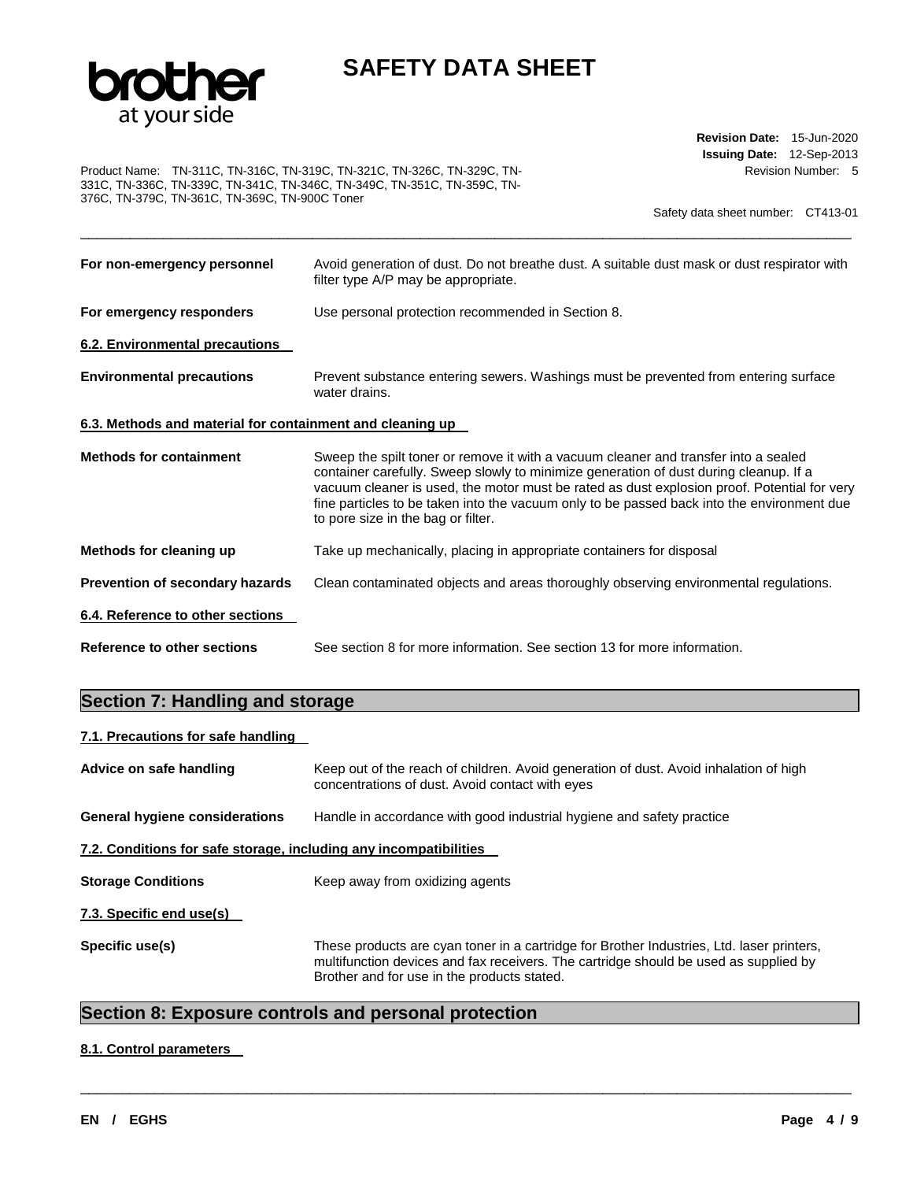| | |
|---|---|
| **For non-emergency personnel** | Avoid generation of dust. Do not breathe dust. A suitable dust mask or dust respirator with filter type A/P may be appropriate. |
| **For emergency responders** | Use personal protection recommended in Section 8. |

**6.2. Environmental precautions**

| | |
|---|---|
| **Environmental precautions** | Prevent substance entering sewers. Washings must be prevented from entering surface water drains. |

**6.3. Methods and material for containment and cleaning up**

| | |
|---|---|
| **Methods for containment** | Sweep the spilt toner or remove it with a vacuum cleaner and transfer into a sealed container carefully. Sweep slowly to minimize generation of dust during cleanup. If a vacuum cleaner is used, the motor must be rated as dust explosion proof. Potential for very fine particles to be taken into the vacuum only to be passed back into the environment due to pore size in the bag or filter. |
| **Methods for cleaning up** | Take up mechanically, placing in appropriate containers for disposal |
| **Prevention of secondary hazards** | Clean contaminated objects and areas thoroughly observing environmental regulations. |

**6.4. Reference to other sections**

| | |
|---|---|
| **Reference to other sections** | See section 8 for more information. See section 13 for more information. |

## Section 7: Handling and storage

**7.1. Precautions for safe handling**

| | |
|---|---|
| **Advice on safe handling** | Keep out of the reach of children. Avoid generation of dust. Avoid inhalation of high concentrations of dust. Avoid contact with eyes |
| **General hygiene considerations** | Handle in accordance with good industrial hygiene and safety practice |

**7.2. Conditions for safe storage, including any incompatibilities**

| | |
|---|---|
| **Storage Conditions** | Keep away from oxidizing agents |

**7.3. Specific end use(s)**

| | |
|---|---|
| **Specific use(s)** | These products are cyan toner in a cartridge for Brother Industries, Ltd. laser printers, multifunction devices and fax receivers. The cartridge should be used as supplied by Brother and for use in the products stated. |

## Section 8: Exposure controls and personal protection

**8.1. Control parameters**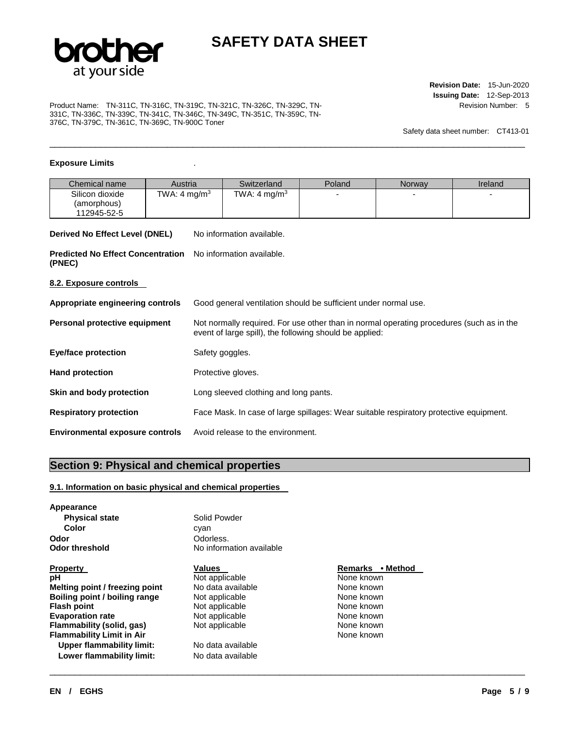**Exposure Limits** .

| Chemical name | Austria | Switzerland | Poland | Norway | Ireland |
|---|---|---|---|---|---|
| Silicon dioxide (amorphous) 112945-52-5 | TWA: 4 $mg/m^3$ | TWA: 4 $mg/m^3$ | - | - | - |

**Derived No Effect Level (DNEL)** No information available.

**Predicted No Effect Concentration (PNEC)** No information available.

**8.2. Exposure controls**

**Appropriate engineering controls** Good general ventilation should be sufficient under normal use.

**Personal protective equipment** Not normally required. For use other than in normal operating procedures (such as in the event of large spill), the following should be applied:

**Eye/face protection** Safety goggles.

**Hand protection** Protective gloves.

**Skin and body protection** Long sleeved clothing and long pants.

**Respiratory protection** Face Mask. In case of large spillages: Wear suitable respiratory protective equipment.

**Environmental exposure controls** Avoid release to the environment.

## Section 9: Physical and chemical properties

**9.1. Information on basic physical and chemical properties**

**Appearance**
**Physical state** Solid Powder
**Color** cyan
**Odor** Odorless.
**Odor threshold** No information available

| Property | Values | Remarks • Method |
|---|---|---|
| **pH** | Not applicable | None known |
| **Melting point / freezing point** | No data available | None known |
| **Boiling point / boiling range** | Not applicable | None known |
| **Flash point** | Not applicable | None known |
| **Evaporation rate** | Not applicable | None known |
| **Flammability (solid, gas)** | Not applicable | None known |
| **Flammability Limit in Air** | | None known |
| **Upper flammability limit:** | No data available | |
| **Lower flammability limit:** | No data available | |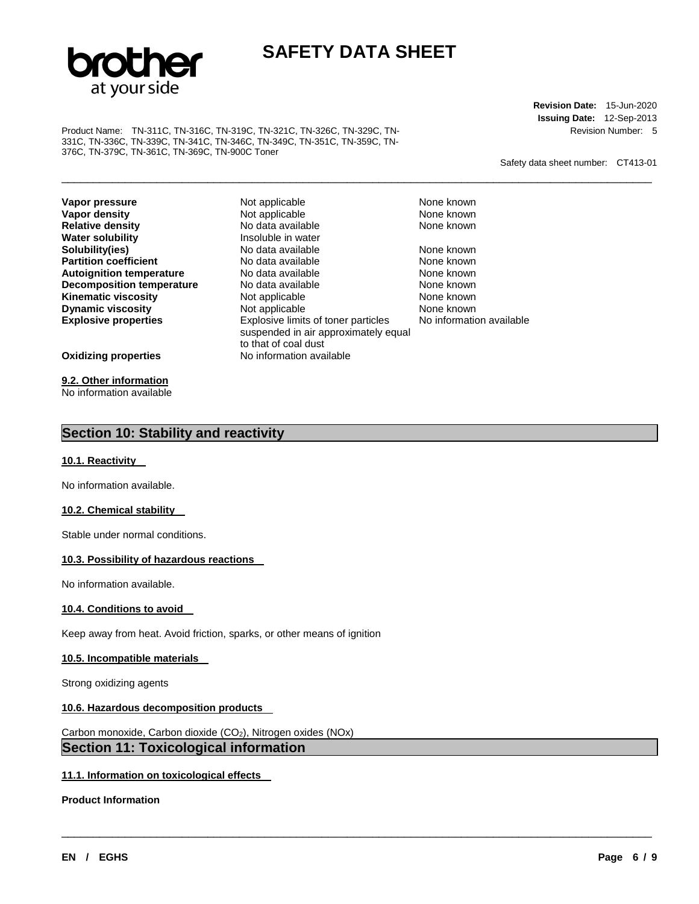| | | |
|---|---|---|
| **Vapor pressure** | Not applicable | None known |
| **Vapor density** | Not applicable | None known |
| **Relative density** | No data available | None known |
| **Water solubility** | Insoluble in water | |
| **Solubility(ies)** | No data available | None known |
| **Partition coefficient** | No data available | None known |
| **Autoignition temperature** | No data available | None known |
| **Decomposition temperature** | No data available | None known |
| **Kinematic viscosity** | Not applicable | None known |
| **Dynamic viscosity** | Not applicable | None known |
| **Explosive properties** | Explosive limits of toner particles suspended in air approximately equal to that of coal dust | No information available |
| **Oxidizing properties** | No information available | |

**9.2. Other information**

No information available

## Section 10: Stability and reactivity

**10.1. Reactivity**

No information available.

**10.2. Chemical stability**

Stable under normal conditions.

**10.3. Possibility of hazardous reactions**

No information available.

**10.4. Conditions to avoid**

Keep away from heat. Avoid friction, sparks, or other means of ignition

**10.5. Incompatible materials**

Strong oxidizing agents

**10.6. Hazardous decomposition products**

Carbon monoxide, Carbon dioxide ($CO_2$), Nitrogen oxides (NOx)

## Section 11: Toxicological information

**11.1. Information on toxicological effects**

**Product Information**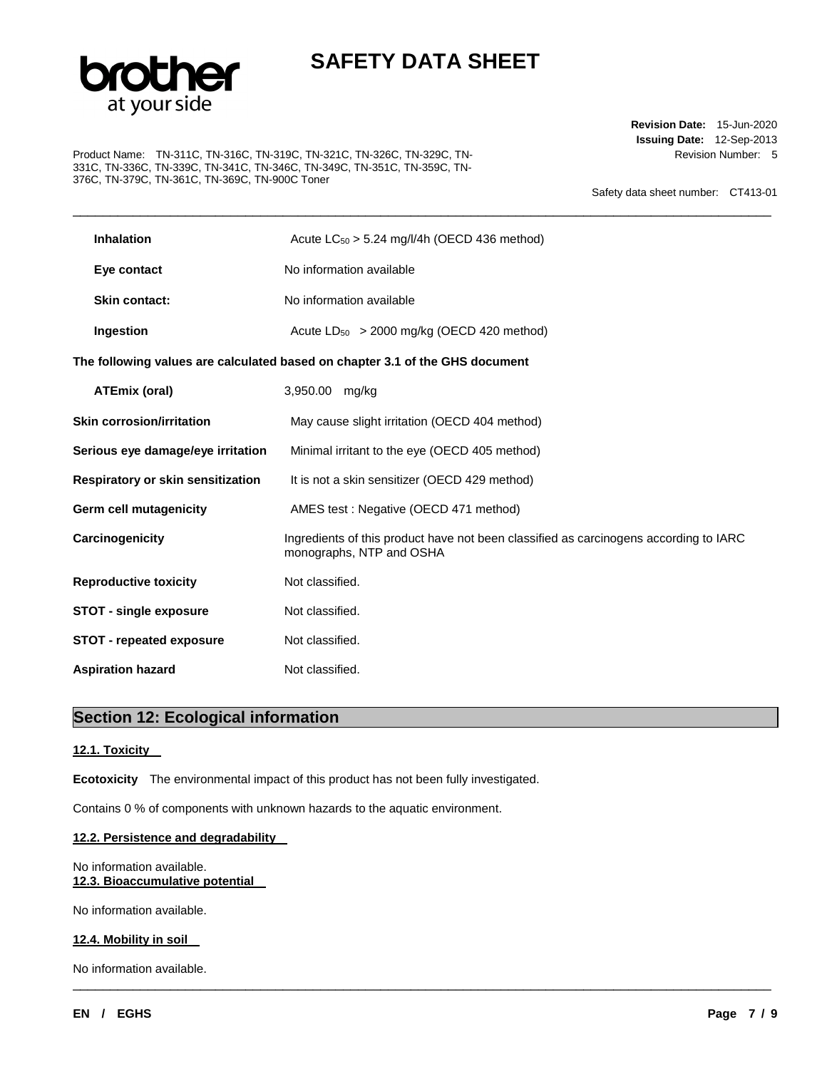| | |
|---|---|
| **Inhalation** | Acute $LC_{50}$ > 5.24 mg/l/4h (OECD 436 method) |
| **Eye contact** | No information available |
| **Skin contact:** | No information available |
| **Ingestion** | Acute $LD_{50}$ > 2000 mg/kg (OECD 420 method) |

**The following values are calculated based on chapter 3.1 of the GHS document**

| | |
|---|---|
| **ATEmix (oral)** | 3,950.00 mg/kg |
| **Skin corrosion/irritation** | May cause slight irritation (OECD 404 method) |
| **Serious eye damage/eye irritation** | Minimal irritant to the eye (OECD 405 method) |
| **Respiratory or skin sensitization** | It is not a skin sensitizer (OECD 429 method) |
| **Germ cell mutagenicity** | AMES test : Negative (OECD 471 method) |
| **Carcinogenicity** | Ingredients of this product have not been classified as carcinogens according to IARC monographs, NTP and OSHA |
| **Reproductive toxicity** | Not classified. |
| **STOT - single exposure** | Not classified. |
| **STOT - repeated exposure** | Not classified. |
| **Aspiration hazard** | Not classified. |

## Section 12: Ecological information

### 12.1. Toxicity

**Ecotoxicity** The environmental impact of this product has not been fully investigated.

Contains 0 % of components with unknown hazards to the aquatic environment.

### 12.2. Persistence and degradability

No information available.

### 12.3. Bioaccumulative potential

No information available.

### 12.4. Mobility in soil

No information available.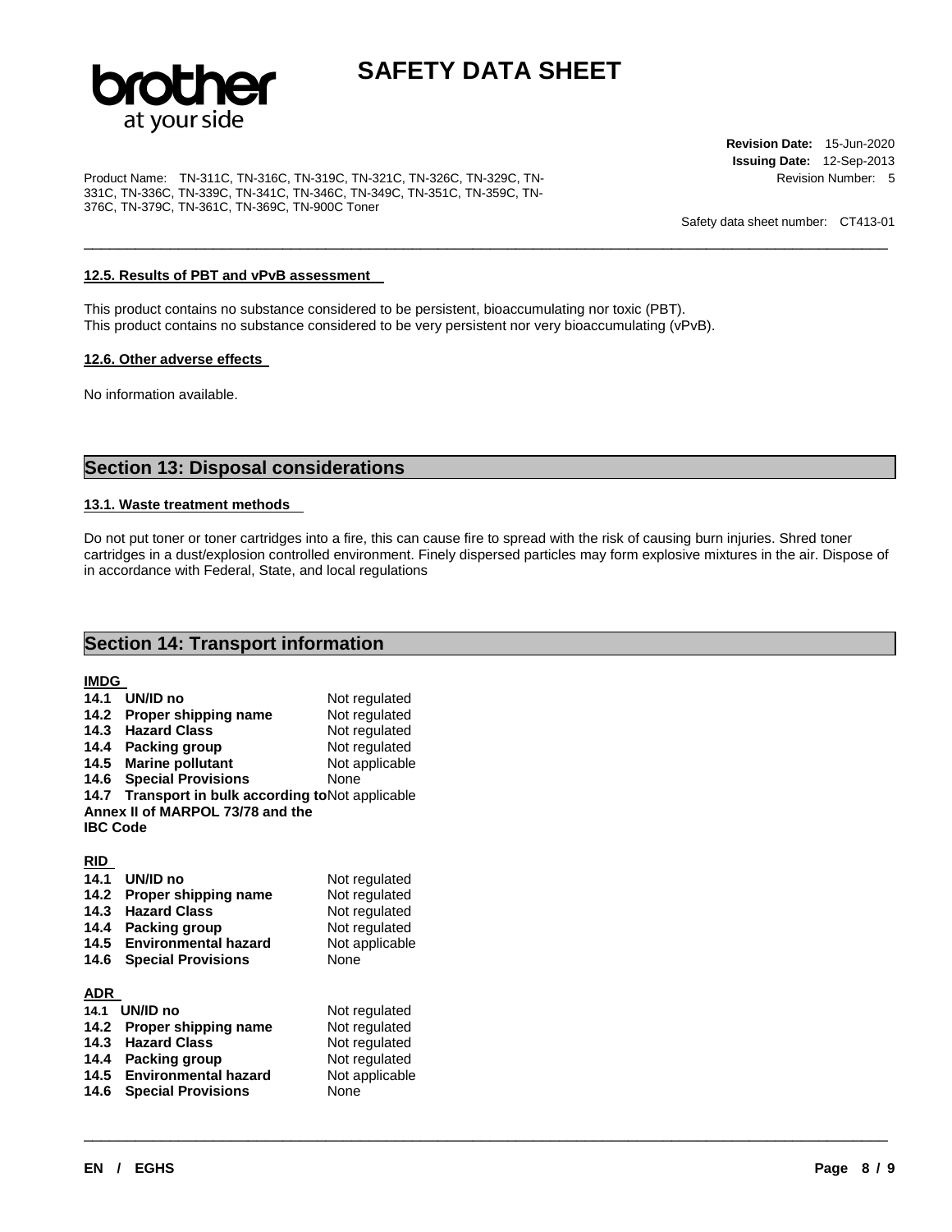#### 12.5. Results of PBT and vPvB assessment

This product contains no substance considered to be persistent, bioaccumulating nor toxic (PBT).
This product contains no substance considered to be very persistent nor very bioaccumulating (vPvB).

#### 12.6. Other adverse effects

No information available.

## Section 13: Disposal considerations

#### 13.1. Waste treatment methods

Do not put toner or toner cartridges into a fire, this can cause fire to spread with the risk of causing burn injuries. Shred toner cartridges in a dust/explosion controlled environment. Finely dispersed particles may form explosive mixtures in the air. Dispose of in accordance with Federal, State, and local regulations

## Section 14: Transport information

**IMDG**

| | |
|---|---|
| **14.1 UN/ID no** | Not regulated |
| **14.2 Proper shipping name** | Not regulated |
| **14.3 Hazard Class** | Not regulated |
| **14.4 Packing group** | Not regulated |
| **14.5 Marine pollutant** | Not applicable |
| **14.6 Special Provisions** | None |
| **14.7 Transport in bulk according to Annex II of MARPOL 73/78 and the IBC Code** | Not applicable |

**RID**

| | |
|---|---|
| **14.1 UN/ID no** | Not regulated |
| **14.2 Proper shipping name** | Not regulated |
| **14.3 Hazard Class** | Not regulated |
| **14.4 Packing group** | Not regulated |
| **14.5 Environmental hazard** | Not applicable |
| **14.6 Special Provisions** | None |

**ADR**

| | |
|---|---|
| **14.1 UN/ID no** | Not regulated |
| **14.2 Proper shipping name** | Not regulated |
| **14.3 Hazard Class** | Not regulated |
| **14.4 Packing group** | Not regulated |
| **14.5 Environmental hazard** | Not applicable |
| **14.6 Special Provisions** | None |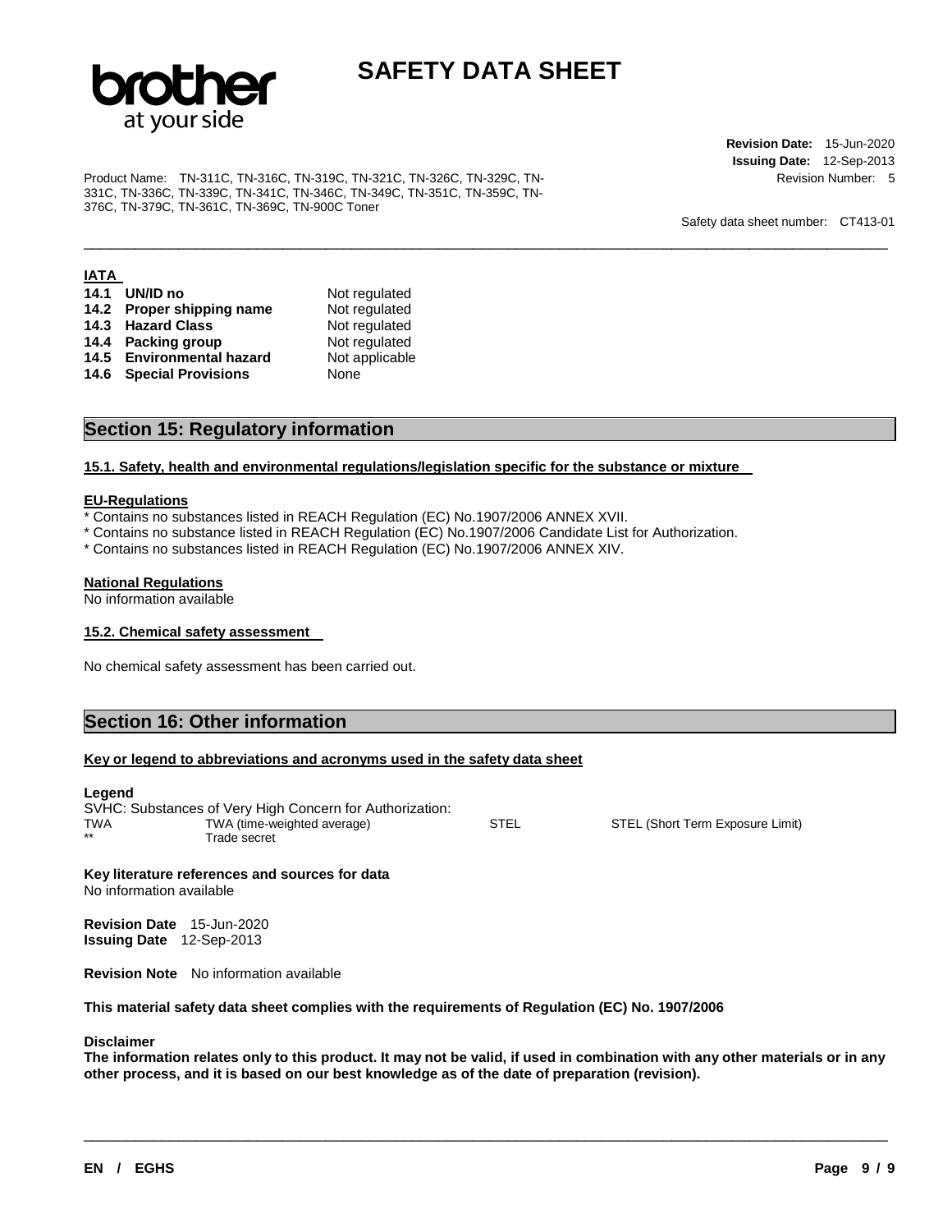**IATA**

| | | |
|---|---|---|
| 14.1 | UN/ID no | Not regulated |
| 14.2 | Proper shipping name | Not regulated |
| 14.3 | Hazard Class | Not regulated |
| 14.4 | Packing group | Not regulated |
| 14.5 | Environmental hazard | Not applicable |
| 14.6 | Special Provisions | None |

## Section 15: Regulatory information

**15.1. Safety, health and environmental regulations/legislation specific for the substance or mixture**

**EU-Regulations**

* Contains no substances listed in REACH Regulation (EC) No.1907/2006 ANNEX XVII.
* Contains no substance listed in REACH Regulation (EC) No.1907/2006 Candidate List for Authorization.
* Contains no substances listed in REACH Regulation (EC) No.1907/2006 ANNEX XIV.

**National Regulations**

No information available

**15.2. Chemical safety assessment**

No chemical safety assessment has been carried out.

## Section 16: Other information

**Key or legend to abbreviations and acronyms used in the safety data sheet**

**Legend**

SVHC: Substances of Very High Concern for Authorization:

| | | | |
|---|---|---|---|
| TWA | TWA (time-weighted average) | STEL | STEL (Short Term Exposure Limit) |
| ** | Trade secret | | |

**Key literature references and sources for data**

No information available

**Revision Date** 15-Jun-2020
**Issuing Date** 12-Sep-2013

**Revision Note** No information available

**This material safety data sheet complies with the requirements of Regulation (EC) No. 1907/2006**

**Disclaimer**

**The information relates only to this product. It may not be valid, if used in combination with any other materials or in any other process, and it is based on our best knowledge as of the date of preparation (revision).**